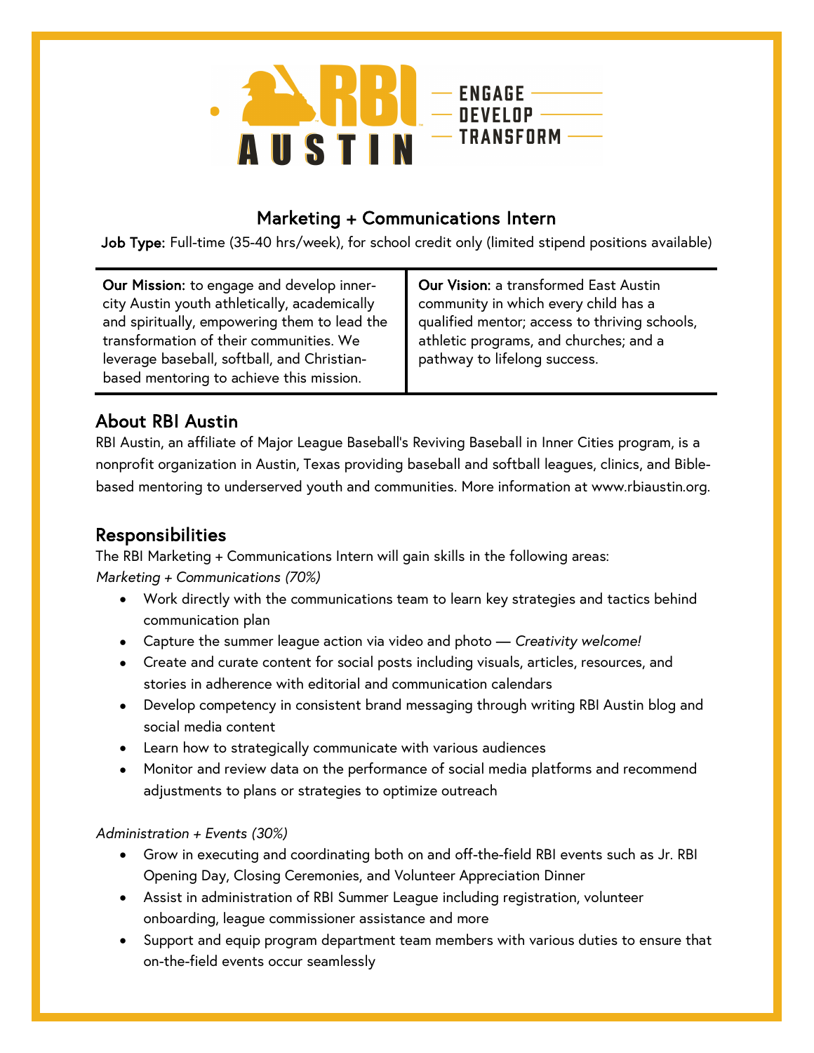RBI AUSTIN — ENGAGE — DEVELOP — TRANSFORM

# Marketing + Communications Intern

**Job Type:** Full-time (35-40 hrs/week), for school credit only (limited stipend positions available)

**Our Mission:** to engage and develop inner-city Austin youth athletically, academically and spiritually, empowering them to lead the transformation of their communities. We leverage baseball, softball, and Christian-based mentoring to achieve this mission.

**Our Vision:** a transformed East Austin community in which every child has a qualified mentor; access to thriving schools, athletic programs, and churches; and a pathway to lifelong success.

## About RBI Austin

RBI Austin, an affiliate of Major League Baseball's Reviving Baseball in Inner Cities program, is a nonprofit organization in Austin, Texas providing baseball and softball leagues, clinics, and Bible-based mentoring to underserved youth and communities. More information at www.rbiaustin.org.

## Responsibilities

The RBI Marketing + Communications Intern will gain skills in the following areas:

*Marketing + Communications (70%)*

- Work directly with the communications team to learn key strategies and tactics behind communication plan
- Capture the summer league action via video and photo — *Creativity welcome!*
- Create and curate content for social posts including visuals, articles, resources, and stories in adherence with editorial and communication calendars
- Develop competency in consistent brand messaging through writing RBI Austin blog and social media content
- Learn how to strategically communicate with various audiences
- Monitor and review data on the performance of social media platforms and recommend adjustments to plans or strategies to optimize outreach

*Administration + Events (30%)*

- Grow in executing and coordinating both on and off-the-field RBI events such as Jr. RBI Opening Day, Closing Ceremonies, and Volunteer Appreciation Dinner
- Assist in administration of RBI Summer League including registration, volunteer onboarding, league commissioner assistance and more
- Support and equip program department team members with various duties to ensure that on-the-field events occur seamlessly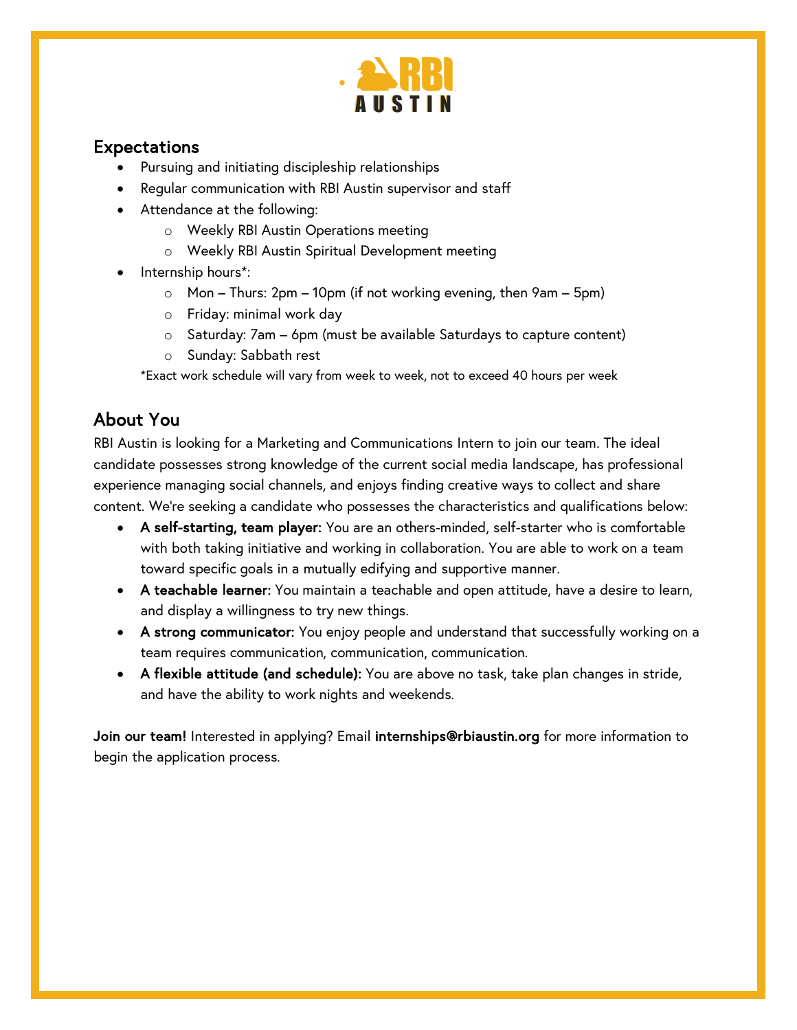## Expectations

- Pursuing and initiating discipleship relationships
- Regular communication with RBI Austin supervisor and staff
- Attendance at the following:
  - Weekly RBI Austin Operations meeting
  - Weekly RBI Austin Spiritual Development meeting
- Internship hours*:
  - Mon – Thurs: 2pm – 10pm (if not working evening, then 9am – 5pm)
  - Friday: minimal work day
  - Saturday: 7am – 6pm (must be available Saturdays to capture content)
  - Sunday: Sabbath rest

*Exact work schedule will vary from week to week, not to exceed 40 hours per week

## About You

RBI Austin is looking for a Marketing and Communications Intern to join our team. The ideal candidate possesses strong knowledge of the current social media landscape, has professional experience managing social channels, and enjoys finding creative ways to collect and share content. We're seeking a candidate who possesses the characteristics and qualifications below:

- **A self-starting, team player:** You are an others-minded, self-starter who is comfortable with both taking initiative and working in collaboration. You are able to work on a team toward specific goals in a mutually edifying and supportive manner.
- **A teachable learner:** You maintain a teachable and open attitude, have a desire to learn, and display a willingness to try new things.
- **A strong communicator:** You enjoy people and understand that successfully working on a team requires communication, communication, communication.
- **A flexible attitude (and schedule):** You are above no task, take plan changes in stride, and have the ability to work nights and weekends.

**Join our team!** Interested in applying? Email **internships@rbiaustin.org** for more information to begin the application process.